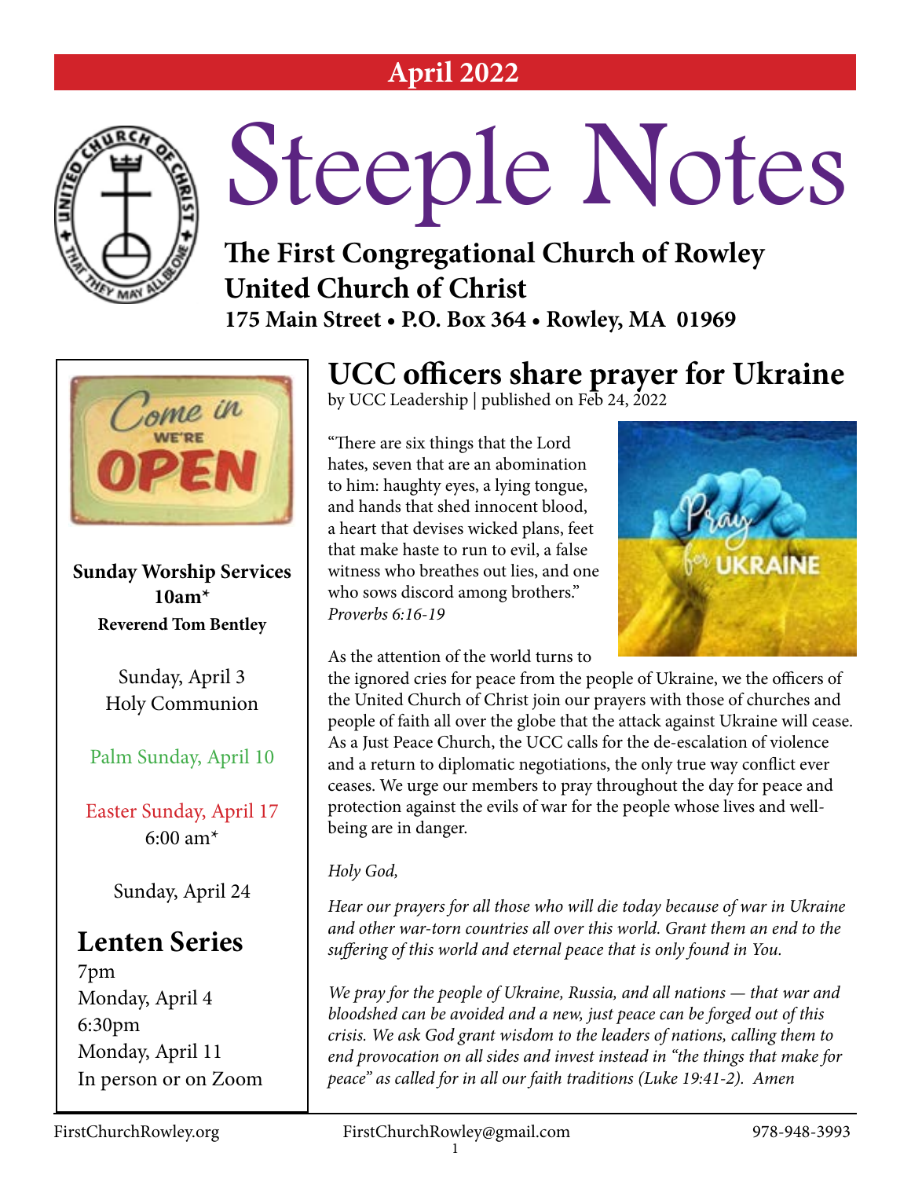**April 2022**

# Steeple Notes

**The First Congregational Church of Rowley**
**United Church of Christ**
**175 Main Street • P.O. Box 364 • Rowley, MA 01969**

**Sunday Worship Services**
**10am***
**Reverend Tom Bentley**

Sunday, April 3
Holy Communion

Palm Sunday, April 10

Easter Sunday, April 17
6:00 am*

Sunday, April 24

## Lenten Series

7pm
Monday, April 4
6:30pm
Monday, April 11
In person or on Zoom

## UCC officers share prayer for Ukraine

by UCC Leadership | published on Feb 24, 2022

"There are six things that the Lord hates, seven that are an abomination to him: haughty eyes, a lying tongue, and hands that shed innocent blood, a heart that devises wicked plans, feet that make haste to run to evil, a false witness who breathes out lies, and one who sows discord among brothers." *Proverbs 6:16-19*

As the attention of the world turns to the ignored cries for peace from the people of Ukraine, we the officers of the United Church of Christ join our prayers with those of churches and people of faith all over the globe that the attack against Ukraine will cease. As a Just Peace Church, the UCC calls for the de-escalation of violence and a return to diplomatic negotiations, the only true way conflict ever ceases. We urge our members to pray throughout the day for peace and protection against the evils of war for the people whose lives and well-being are in danger.

*Holy God,*

*Hear our prayers for all those who will die today because of war in Ukraine and other war-torn countries all over this world. Grant them an end to the suffering of this world and eternal peace that is only found in You.*

*We pray for the people of Ukraine, Russia, and all nations — that war and bloodshed can be avoided and a new, just peace can be forged out of this crisis. We ask God grant wisdom to the leaders of nations, calling them to end provocation on all sides and invest instead in "the things that make for peace" as called for in all our faith traditions (Luke 19:41-2). Amen*

FirstChurchRowley.org | FirstChurchRowley@gmail.com | 978-948-3993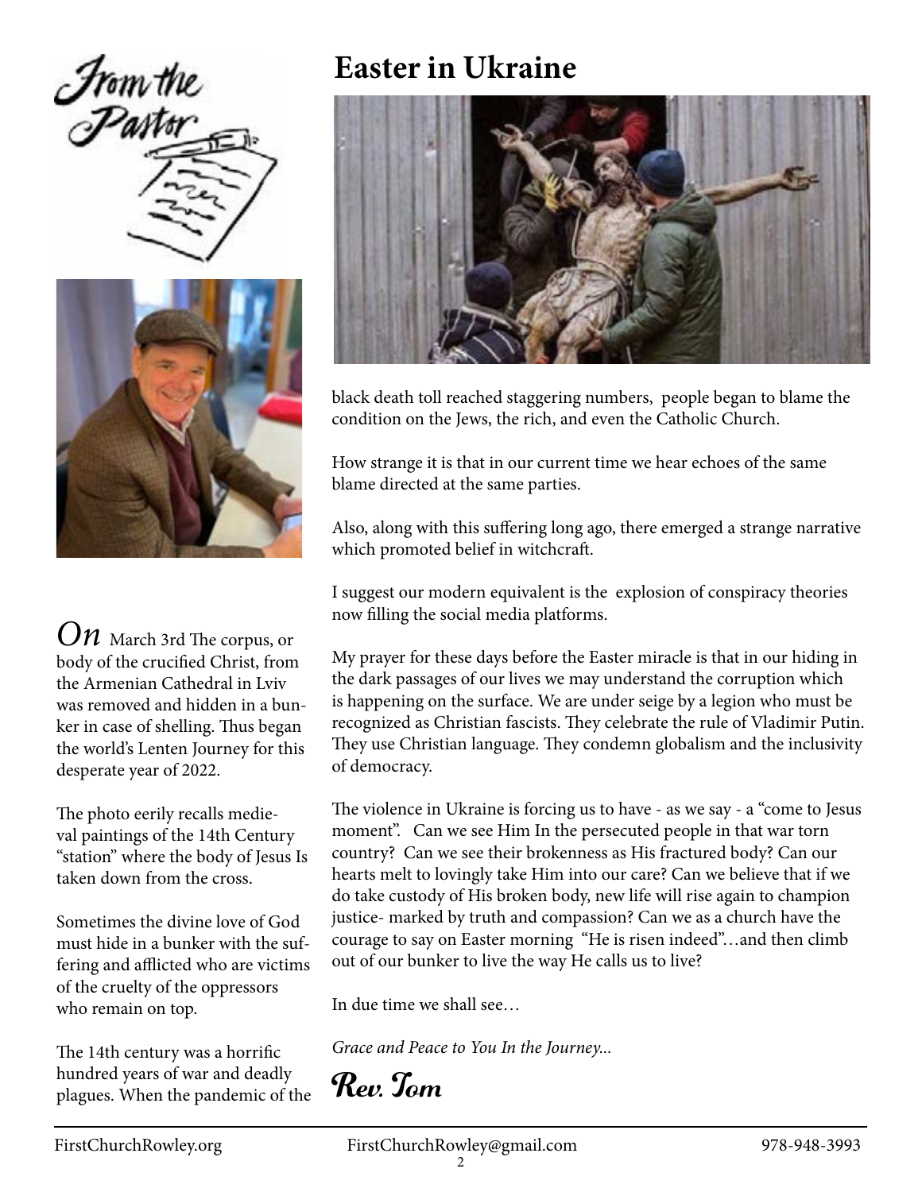From the Pastor

# Easter in Ukraine

*On* March 3rd The corpus, or body of the crucified Christ, from the Armenian Cathedral in Lviv was removed and hidden in a bunker in case of shelling. Thus began the world's Lenten Journey for this desperate year of 2022.

The photo eerily recalls medieval paintings of the 14th Century "station" where the body of Jesus Is taken down from the cross.

Sometimes the divine love of God must hide in a bunker with the suffering and afflicted who are victims of the cruelty of the oppressors who remain on top.

The 14th century was a horrific hundred years of war and deadly plagues. When the pandemic of the black death toll reached staggering numbers, people began to blame the condition on the Jews, the rich, and even the Catholic Church.

How strange it is that in our current time we hear echoes of the same blame directed at the same parties.

Also, along with this suffering long ago, there emerged a strange narrative which promoted belief in witchcraft.

I suggest our modern equivalent is the explosion of conspiracy theories now filling the social media platforms.

My prayer for these days before the Easter miracle is that in our hiding in the dark passages of our lives we may understand the corruption which is happening on the surface. We are under seige by a legion who must be recognized as Christian fascists. They celebrate the rule of Vladimir Putin. They use Christian language. They condemn globalism and the inclusivity of democracy.

The violence in Ukraine is forcing us to have - as we say - a "come to Jesus moment". Can we see Him In the persecuted people in that war torn country? Can we see their brokenness as His fractured body? Can our hearts melt to lovingly take Him into our care? Can we believe that if we do take custody of His broken body, new life will rise again to champion justice- marked by truth and compassion? Can we as a church have the courage to say on Easter morning "He is risen indeed"…and then climb out of our bunker to live the way He calls us to live?

In due time we shall see…

*Grace and Peace to You In the Journey...*

**Rev. Tom**

FirstChurchRowley.org FirstChurchRowley@gmail.com 978-948-3993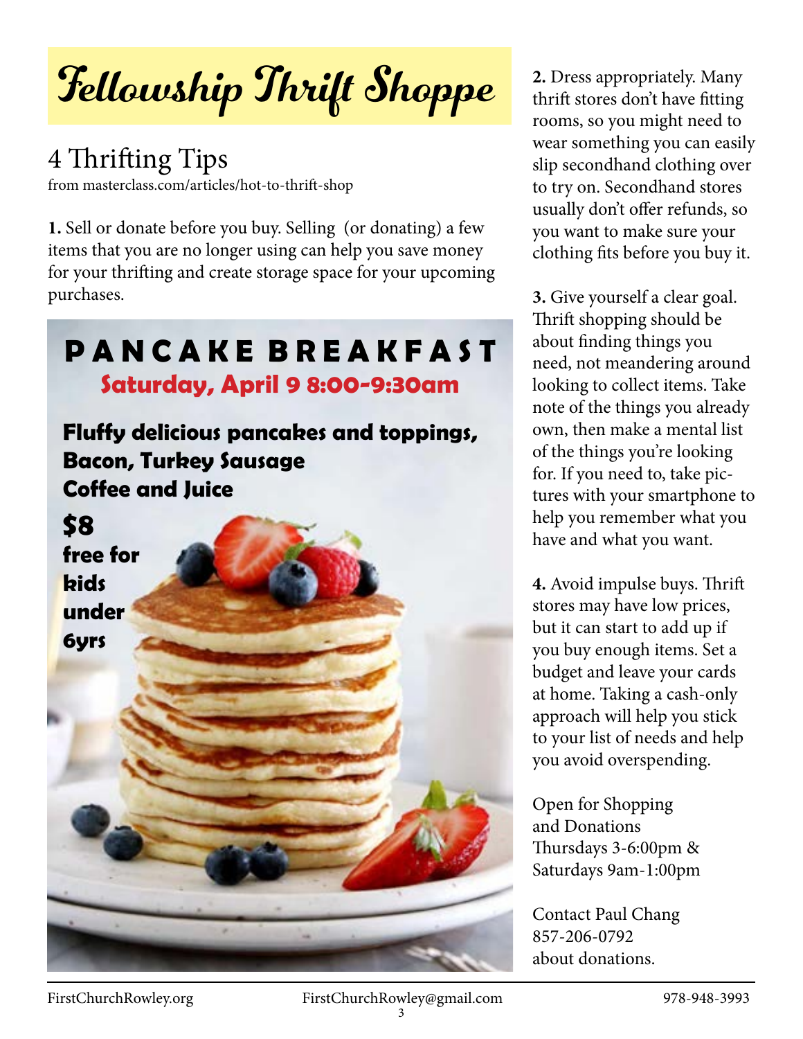# Fellowship Thrift Shoppe

## 4 Thrifting Tips

from masterclass.com/articles/hot-to-thrift-shop

**1.** Sell or donate before you buy. Selling (or donating) a few items that you are no longer using can help you save money for your thrifting and create storage space for your upcoming purchases.

## PANCAKE BREAKFAST

**Saturday, April 9 8:00-9:30am**

**Fluffy delicious pancakes and toppings,**
**Bacon, Turkey Sausage**
**Coffee and Juice**

**$8**
**free for kids under 6yrs**

**2.** Dress appropriately. Many thrift stores don't have fitting rooms, so you might need to wear something you can easily slip secondhand clothing over to try on. Secondhand stores usually don't offer refunds, so you want to make sure your clothing fits before you buy it.

**3.** Give yourself a clear goal. Thrift shopping should be about finding things you need, not meandering around looking to collect items. Take note of the things you already own, then make a mental list of the things you're looking for. If you need to, take pictures with your smartphone to help you remember what you have and what you want.

**4.** Avoid impulse buys. Thrift stores may have low prices, but it can start to add up if you buy enough items. Set a budget and leave your cards at home. Taking a cash-only approach will help you stick to your list of needs and help you avoid overspending.

Open for Shopping
and Donations
Thursdays 3-6:00pm &
Saturdays 9am-1:00pm

Contact Paul Chang
857-206-0792
about donations.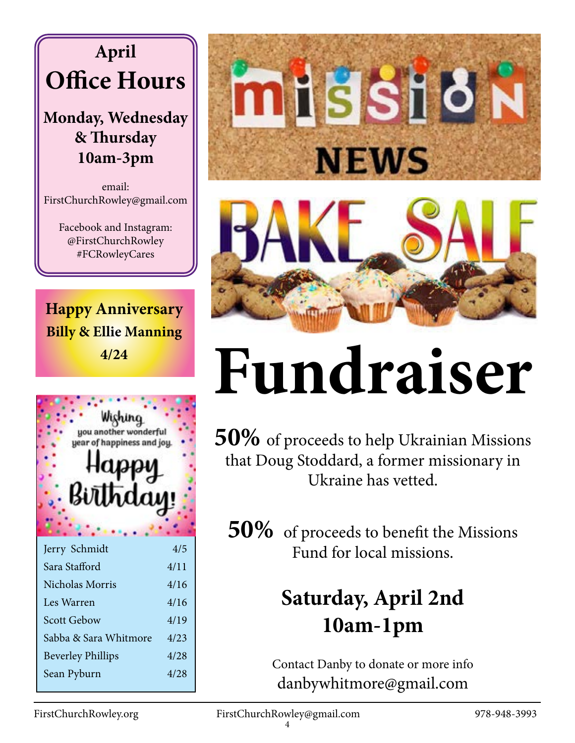## April Office Hours

**Monday, Wednesday & Thursday 10am-3pm**

email: FirstChurchRowley@gmail.com

Facebook and Instagram: @FirstChurchRowley #FCRowleyCares

**Happy Anniversary**
**Billy & Ellie Manning**
**4/24**

Wishing you another wonderful year of happiness and joy.

Happy Birthday!

| | |
|---|---|
| Jerry Schmidt | 4/5 |
| Sara Stafford | 4/11 |
| Nicholas Morris | 4/16 |
| Les Warren | 4/16 |
| Scott Gebow | 4/19 |
| Sabba & Sara Whitmore | 4/23 |
| Beverley Phillips | 4/28 |
| Sean Pyburn | 4/28 |

# Mission NEWS

# BAKE SALE Fundraiser

**50%** of proceeds to help Ukrainian Missions that Doug Stoddard, a former missionary in Ukraine has vetted.

**50%** of proceeds to benefit the Missions Fund for local missions.

**Saturday, April 2nd**
**10am-1pm**

Contact Danby to donate or more info
danbywhitmore@gmail.com

FirstChurchRowley.org FirstChurchRowley@gmail.com 978-948-3993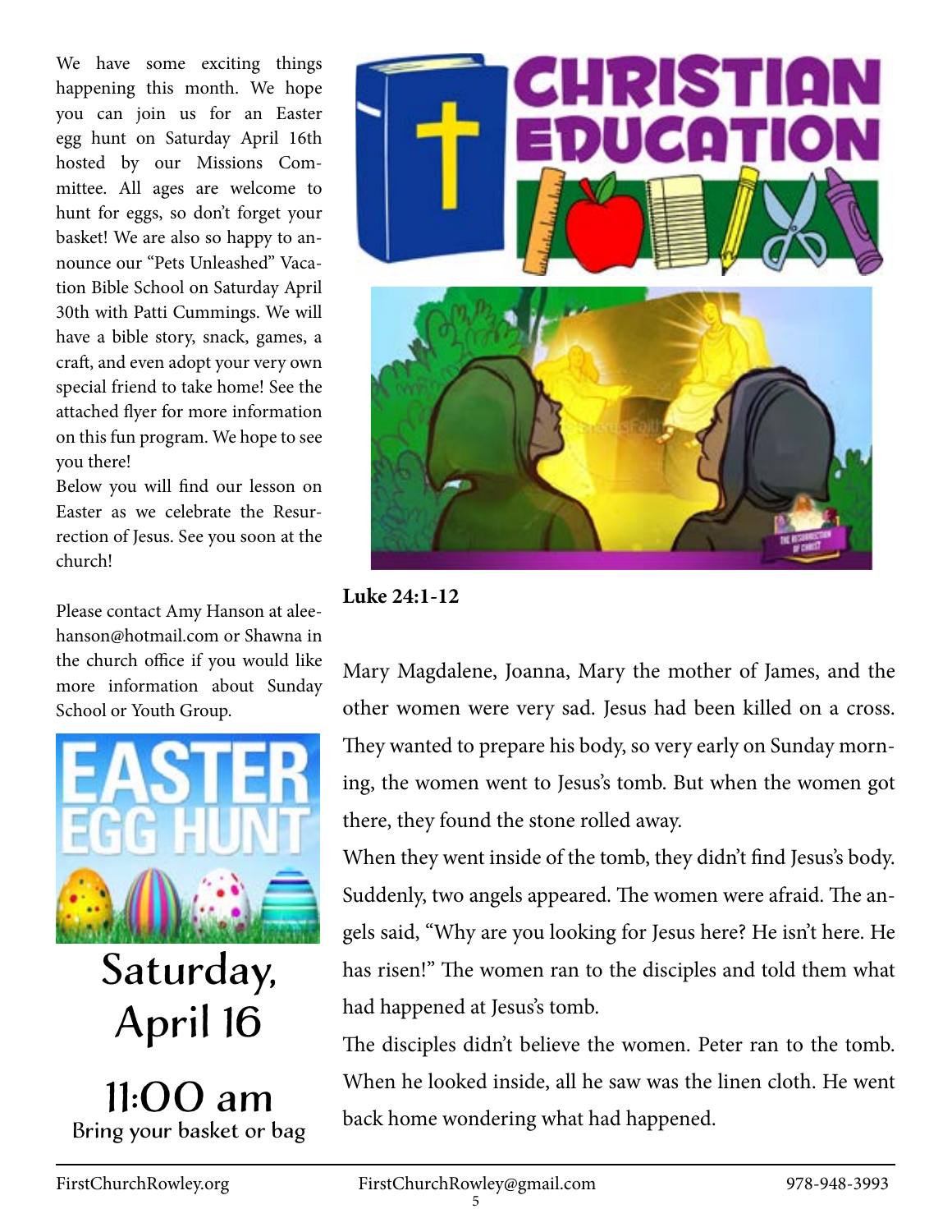We have some exciting things happening this month. We hope you can join us for an Easter egg hunt on Saturday April 16th hosted by our Missions Committee. All ages are welcome to hunt for eggs, so don't forget your basket! We are also so happy to announce our "Pets Unleashed" Vacation Bible School on Saturday April 30th with Patti Cummings. We will have a bible story, snack, games, a craft, and even adopt your very own special friend to take home! See the attached flyer for more information on this fun program. We hope to see you there!

Below you will find our lesson on Easter as we celebrate the Resurrection of Jesus. See you soon at the church!

Please contact Amy Hanson at aleehanson@hotmail.com or Shawna in the church office if you would like more information about Sunday School or Youth Group.

# EASTER EGG HUNT

## Saturday, April 16

## 11:00 am

Bring your basket or bag

# CHRISTIAN EDUCATION

**Luke 24:1-12**

Mary Magdalene, Joanna, Mary the mother of James, and the other women were very sad. Jesus had been killed on a cross. They wanted to prepare his body, so very early on Sunday morning, the women went to Jesus's tomb. But when the women got there, they found the stone rolled away.

When they went inside of the tomb, they didn't find Jesus's body. Suddenly, two angels appeared. The women were afraid. The angels said, "Why are you looking for Jesus here? He isn't here. He has risen!" The women ran to the disciples and told them what had happened at Jesus's tomb.

The disciples didn't believe the women. Peter ran to the tomb. When he looked inside, all he saw was the linen cloth. He went back home wondering what had happened.

FirstChurchRowley.org FirstChurchRowley@gmail.com 978-948-3993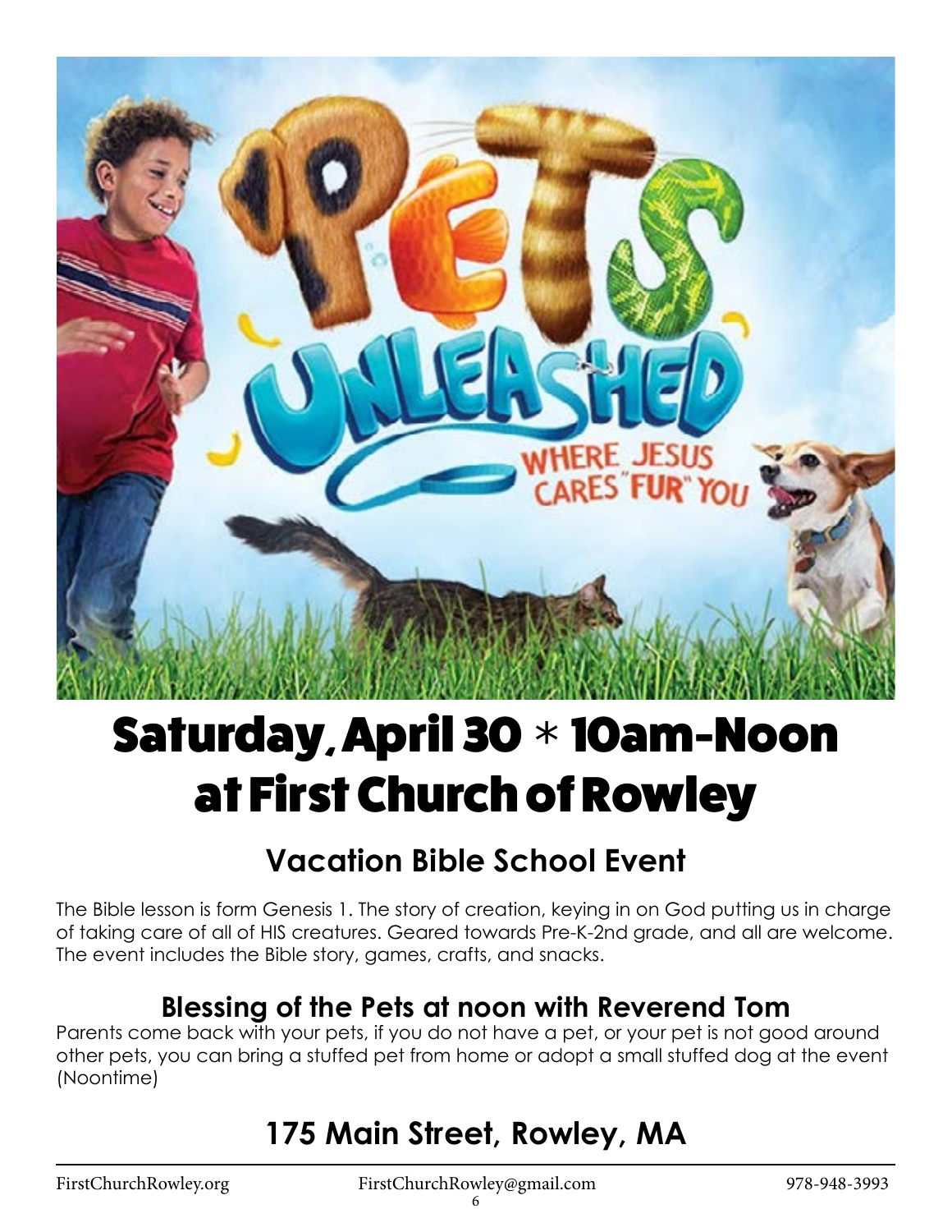# Saturday, April 30 * 10am-Noon at First Church of Rowley

## Vacation Bible School Event

The Bible lesson is form Genesis 1. The story of creation, keying in on God putting us in charge of taking care of all of HIS creatures. Geared towards Pre-K-2nd grade, and all are welcome. The event includes the Bible story, games, crafts, and snacks.

## Blessing of the Pets at noon with Reverend Tom

Parents come back with your pets, if you do not have a pet, or your pet is not good around other pets, you can bring a stuffed pet from home or adopt a small stuffed dog at the event (Noontime)

## 175 Main Street, Rowley, MA

FirstChurchRowley.org FirstChurchRowley@gmail.com 978-948-3993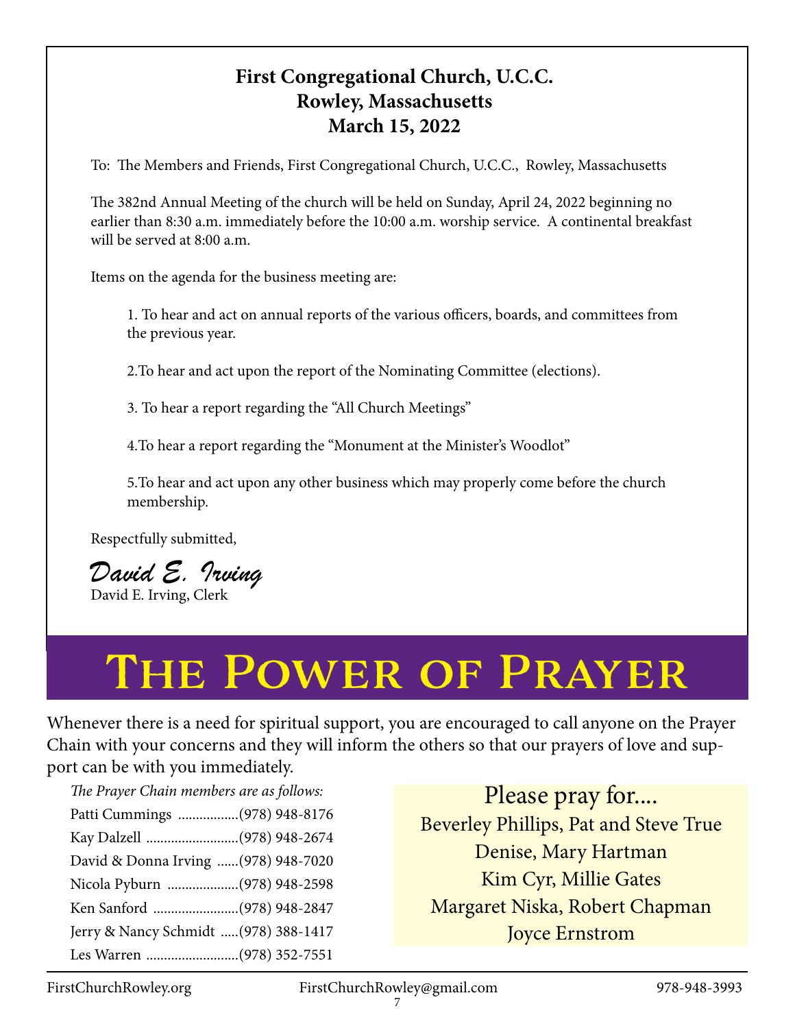**First Congregational Church, U.C.C.**
**Rowley, Massachusetts**
**March 15, 2022**

To: The Members and Friends, First Congregational Church, U.C.C., Rowley, Massachusetts

The 382nd Annual Meeting of the church will be held on Sunday, April 24, 2022 beginning no earlier than 8:30 a.m. immediately before the 10:00 a.m. worship service. A continental breakfast will be served at 8:00 a.m.

Items on the agenda for the business meeting are:

1. To hear and act on annual reports of the various officers, boards, and committees from the previous year.

2. To hear and act upon the report of the Nominating Committee (elections).

3. To hear a report regarding the "All Church Meetings"

4. To hear a report regarding the "Monument at the Minister's Woodlot"

5. To hear and act upon any other business which may properly come before the church membership.

Respectfully submitted,

*David E. Irving*
David E. Irving, Clerk

# The Power of Prayer

Whenever there is a need for spiritual support, you are encouraged to call anyone on the Prayer Chain with your concerns and they will inform the others so that our prayers of love and support can be with you immediately.

*The Prayer Chain members are as follows:*

Patti Cummings ................(978) 948-8176
Kay Dalzell ..........................(978) 948-2674
David & Donna Irving ......(978) 948-7020
Nicola Pyburn ....................(978) 948-2598
Ken Sanford ........................(978) 948-2847
Jerry & Nancy Schmidt .....(978) 388-1417
Les Warren ..........................(978) 352-7551

Please pray for....
Beverley Phillips, Pat and Steve True
Denise, Mary Hartman
Kim Cyr, Millie Gates
Margaret Niska, Robert Chapman
Joyce Ernstrom

FirstChurchRowley.org FirstChurchRowley@gmail.com 978-948-3993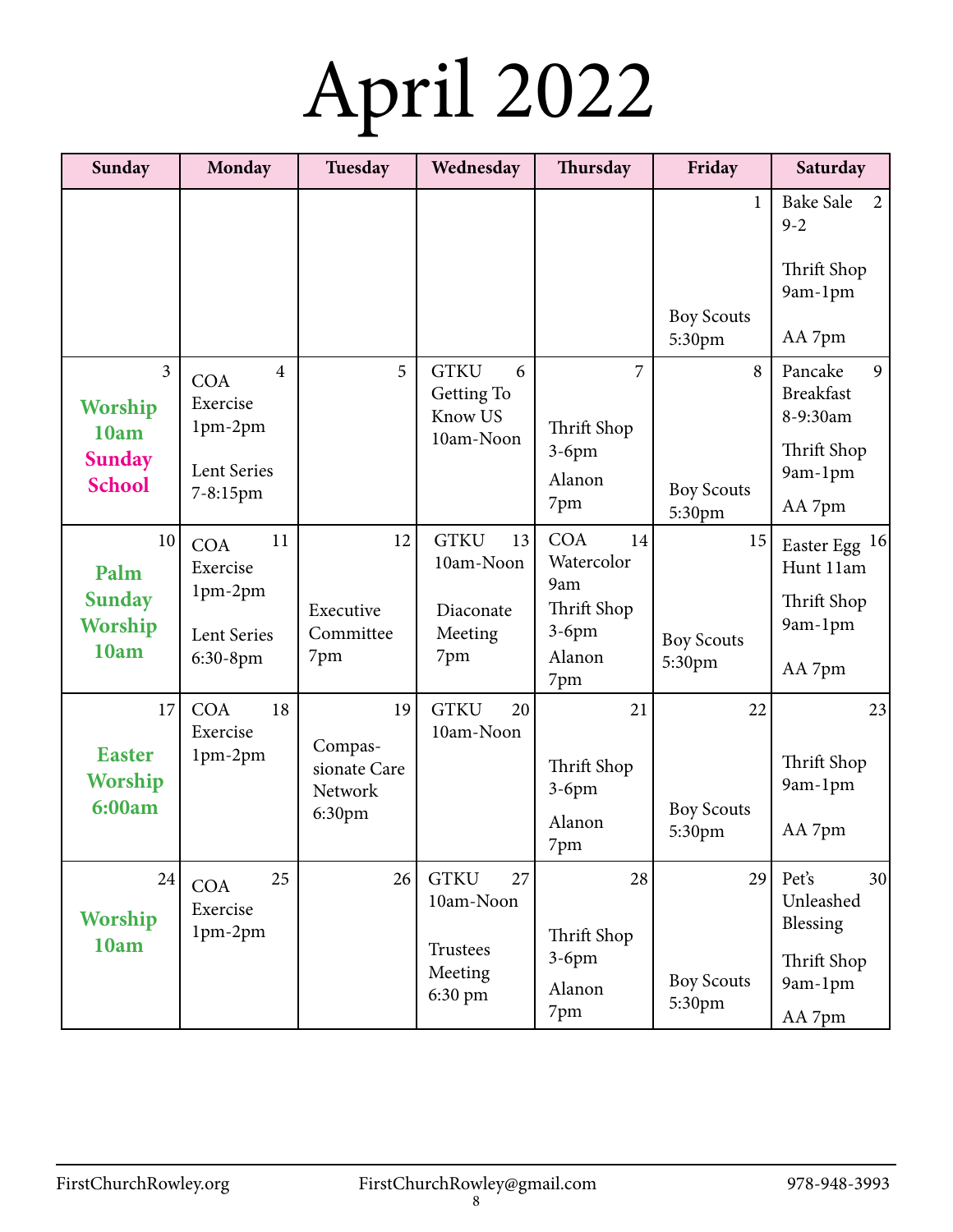# April 2022

| Sunday | Monday | Tuesday | Wednesday | Thursday | Friday | Saturday |
|---|---|---|---|---|---|---|
| | | | | | 1 Boy Scouts 5:30pm | 2 Bake Sale 9-2 Thrift Shop 9am-1pm AA 7pm |
| 3 **Worship 10am** **Sunday School** | 4 COA Exercise 1pm-2pm Lent Series 7-8:15pm | 5 | 6 GTKU Getting To Know US 10am-Noon | 7 Thrift Shop 3-6pm Alanon 7pm | 8 Boy Scouts 5:30pm | 9 Pancake Breakfast 8-9:30am Thrift Shop 9am-1pm AA 7pm |
| 10 **Palm Sunday Worship 10am** | 11 COA Exercise 1pm-2pm Lent Series 6:30-8pm | 12 Executive Committee 7pm | 13 GTKU 10am-Noon Diaconate Meeting 7pm | 14 COA Watercolor 9am Thrift Shop 3-6pm Alanon 7pm | 15 Boy Scouts 5:30pm | 16 Easter Egg Hunt 11am Thrift Shop 9am-1pm AA 7pm |
| 17 **Easter Worship 6:00am** | 18 COA Exercise 1pm-2pm | 19 Compassionate Care Network 6:30pm | 20 GTKU 10am-Noon | 21 Thrift Shop 3-6pm Alanon 7pm | 22 Boy Scouts 5:30pm | 23 Thrift Shop 9am-1pm AA 7pm |
| 24 **Worship 10am** | 25 COA Exercise 1pm-2pm | 26 | 27 GTKU 10am-Noon Trustees Meeting 6:30 pm | 28 Thrift Shop 3-6pm Alanon 7pm | 29 Boy Scouts 5:30pm | 30 Pet's Unleashed Blessing Thrift Shop 9am-1pm AA 7pm |

FirstChurchRowley.org FirstChurchRowley@gmail.com 978-948-3993